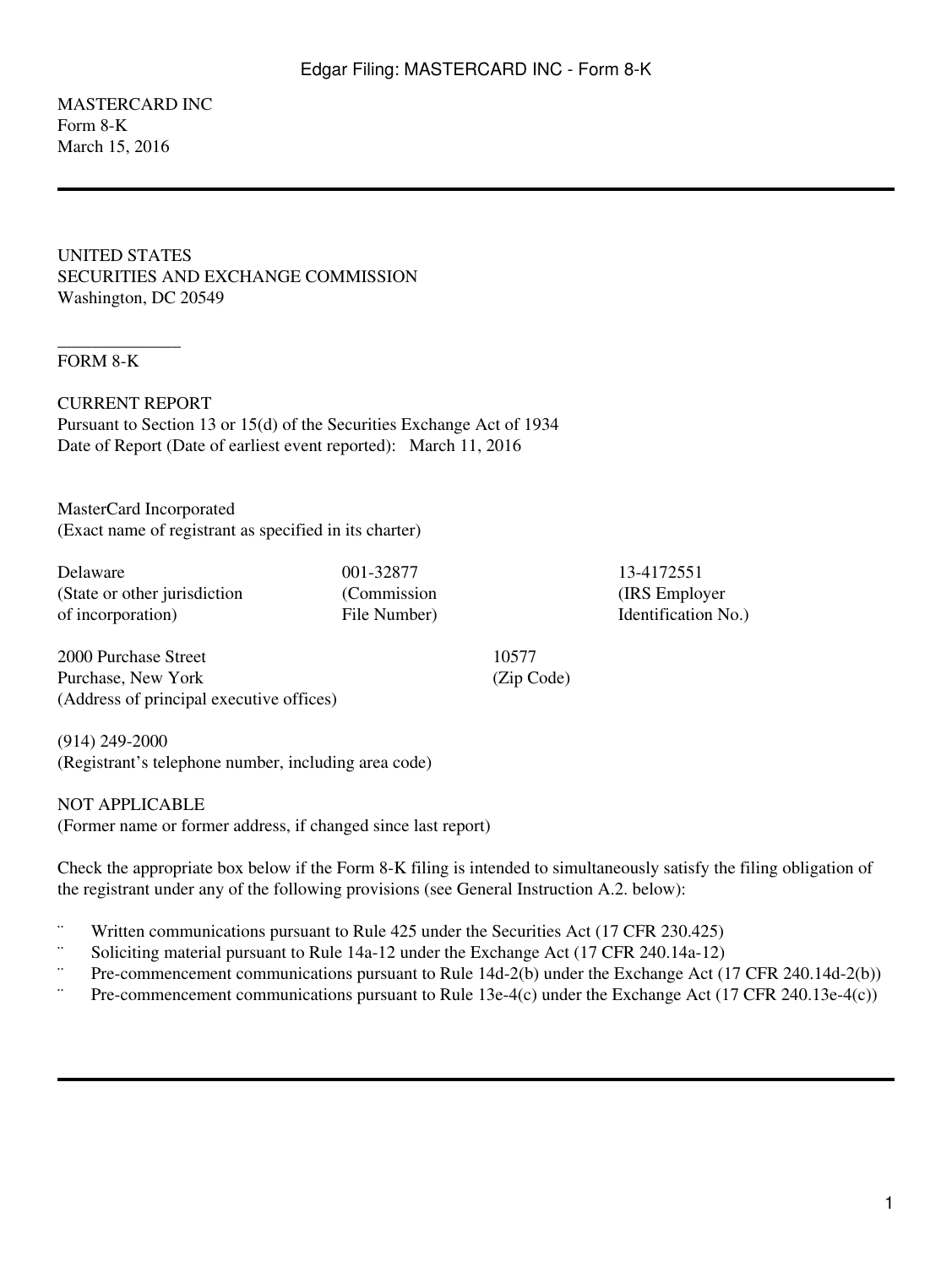MASTERCARD INC
Form 8-K
March 15, 2016

---

UNITED STATES
SECURITIES AND EXCHANGE COMMISSION
Washington, DC 20549

______________

FORM 8-K

CURRENT REPORT
Pursuant to Section 13 or 15(d) of the Securities Exchange Act of 1934
Date of Report (Date of earliest event reported): March 11, 2016

MasterCard Incorporated
(Exact name of registrant as specified in its charter)

| Delaware | 001-32877 | 13-4172551 |
|---|---|---|
| (State or other jurisdiction of incorporation) | (Commission File Number) | (IRS Employer Identification No.) |

| 2000 Purchase Street Purchase, New York | 10577 |
|---|---|
| (Address of principal executive offices) | (Zip Code) |

(914) 249-2000
(Registrant's telephone number, including area code)

NOT APPLICABLE
(Former name or former address, if changed since last report)

Check the appropriate box below if the Form 8-K filing is intended to simultaneously satisfy the filing obligation of the registrant under any of the following provisions (see General Instruction A.2. below):

¨ Written communications pursuant to Rule 425 under the Securities Act (17 CFR 230.425)
¨ Soliciting material pursuant to Rule 14a-12 under the Exchange Act (17 CFR 240.14a-12)
¨ Pre-commencement communications pursuant to Rule 14d-2(b) under the Exchange Act (17 CFR 240.14d-2(b))
¨ Pre-commencement communications pursuant to Rule 13e-4(c) under the Exchange Act (17 CFR 240.13e-4(c))

---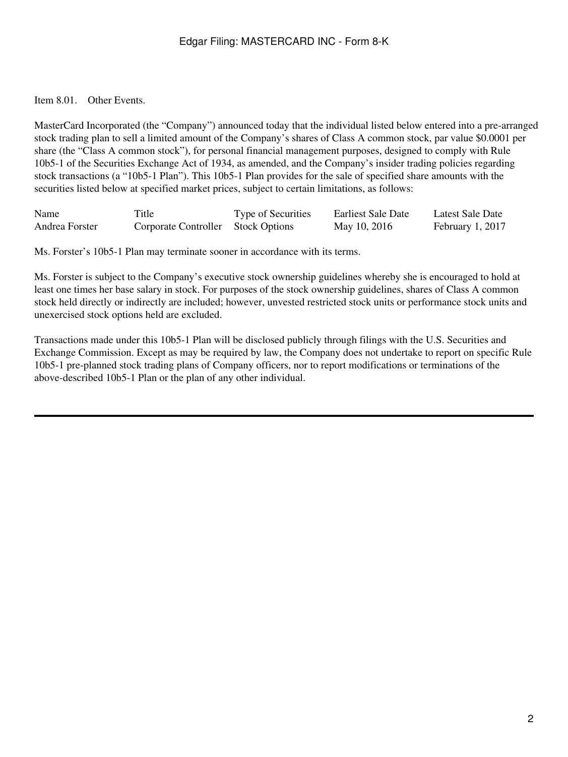Item 8.01. Other Events.

MasterCard Incorporated (the "Company") announced today that the individual listed below entered into a pre-arranged stock trading plan to sell a limited amount of the Company's shares of Class A common stock, par value $0.0001 per share (the "Class A common stock"), for personal financial management purposes, designed to comply with Rule 10b5-1 of the Securities Exchange Act of 1934, as amended, and the Company's insider trading policies regarding stock transactions (a "10b5-1 Plan"). This 10b5-1 Plan provides for the sale of specified share amounts with the securities listed below at specified market prices, subject to certain limitations, as follows:

| Name | Title | Type of Securities | Earliest Sale Date | Latest Sale Date |
|---|---|---|---|---|
| Andrea Forster | Corporate Controller | Stock Options | May 10, 2016 | February 1, 2017 |

Ms. Forster's 10b5-1 Plan may terminate sooner in accordance with its terms.

Ms. Forster is subject to the Company's executive stock ownership guidelines whereby she is encouraged to hold at least one times her base salary in stock. For purposes of the stock ownership guidelines, shares of Class A common stock held directly or indirectly are included; however, unvested restricted stock units or performance stock units and unexercised stock options held are excluded.

Transactions made under this 10b5-1 Plan will be disclosed publicly through filings with the U.S. Securities and Exchange Commission. Except as may be required by law, the Company does not undertake to report on specific Rule 10b5-1 pre-planned stock trading plans of Company officers, nor to report modifications or terminations of the above-described 10b5-1 Plan or the plan of any other individual.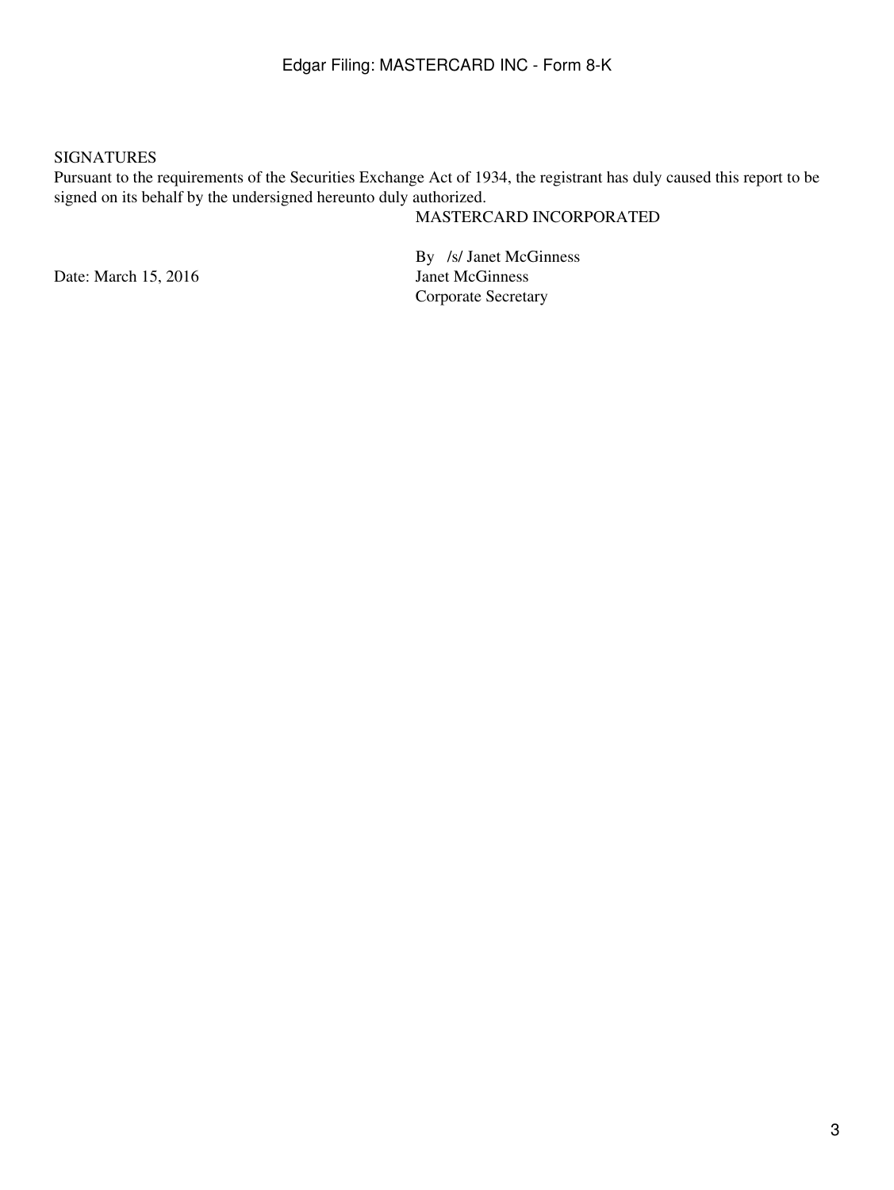SIGNATURES

Pursuant to the requirements of the Securities Exchange Act of 1934, the registrant has duly caused this report to be signed on its behalf by the undersigned hereunto duly authorized.

MASTERCARD INCORPORATED

Date: March 15, 2016

By /s/ Janet McGinness
Janet McGinness
Corporate Secretary